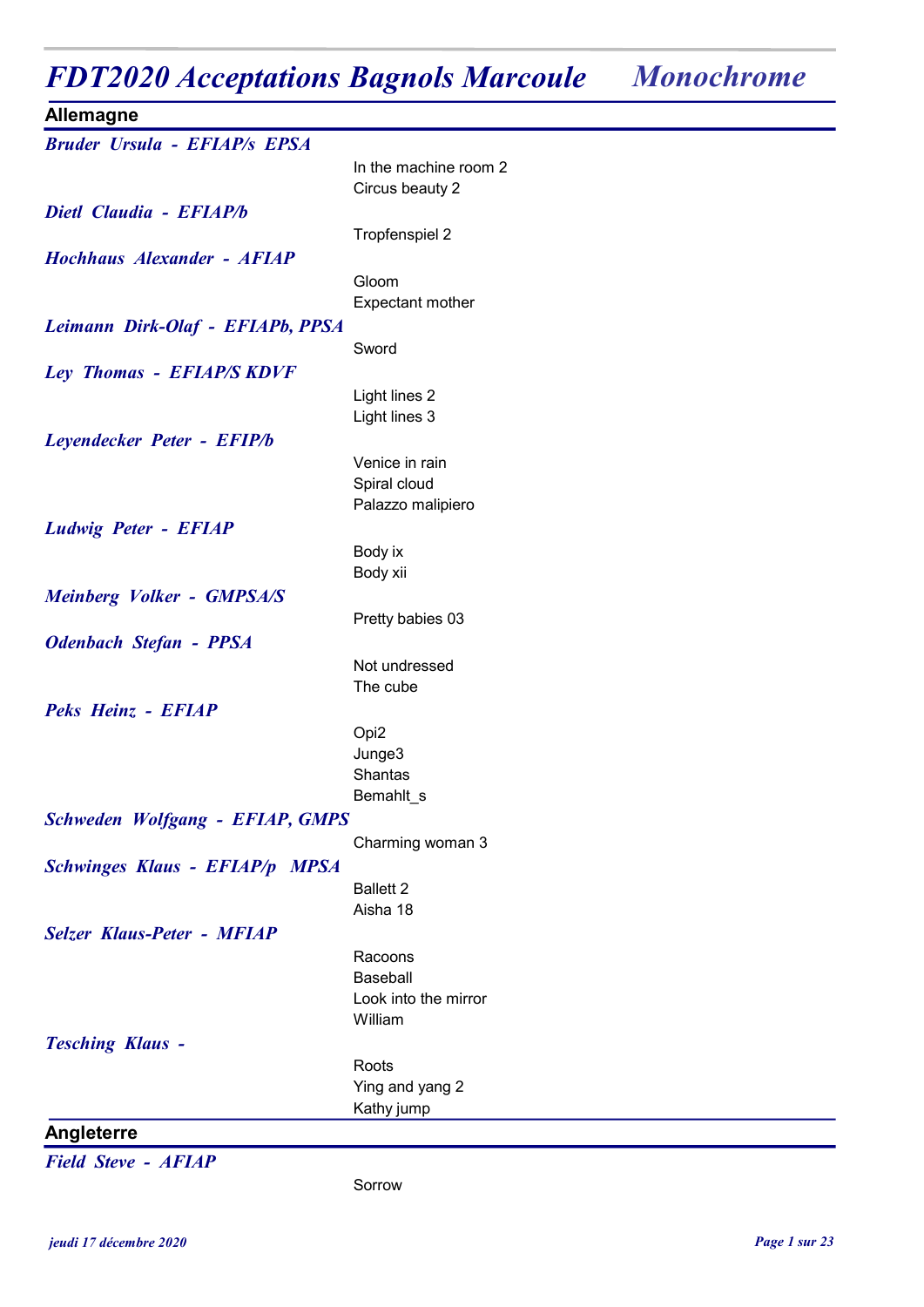# FDT2020 Acceptations Bagnols Marcoule *Monochrome*

## Allemagne

***Bruder Ursula - EFIAP/s EPSA***

In the machine room 2
Circus beauty 2

***Dietl Claudia - EFIAP/b***

Tropfenspiel 2

***Hochhaus Alexander - AFIAP***

Gloom
Expectant mother

***Leimann Dirk-Olaf - EFIAPb, PPSA***

Sword

***Ley Thomas - EFIAP/S KDVF***

Light lines 2
Light lines 3

***Leyendecker Peter - EFIP/b***

Venice in rain
Spiral cloud
Palazzo malipiero

***Ludwig Peter - EFIAP***

Body ix
Body xii

***Meinberg Volker - GMPSA/S***

Pretty babies 03

***Odenbach Stefan - PPSA***

Not undressed
The cube

***Peks Heinz - EFIAP***

Opi2
Junge3
Shantas
Bemahlt_s

***Schweden Wolfgang - EFIAP, GMPS***

Charming woman 3

***Schwinges Klaus - EFIAP/p MPSA***

Ballett 2
Aisha 18

***Selzer Klaus-Peter - MFIAP***

Racoons
Baseball
Look into the mirror
William

***Tesching Klaus -***

Roots
Ying and yang 2
Kathy jump

## Angleterre

***Field Steve - AFIAP***

Sorrow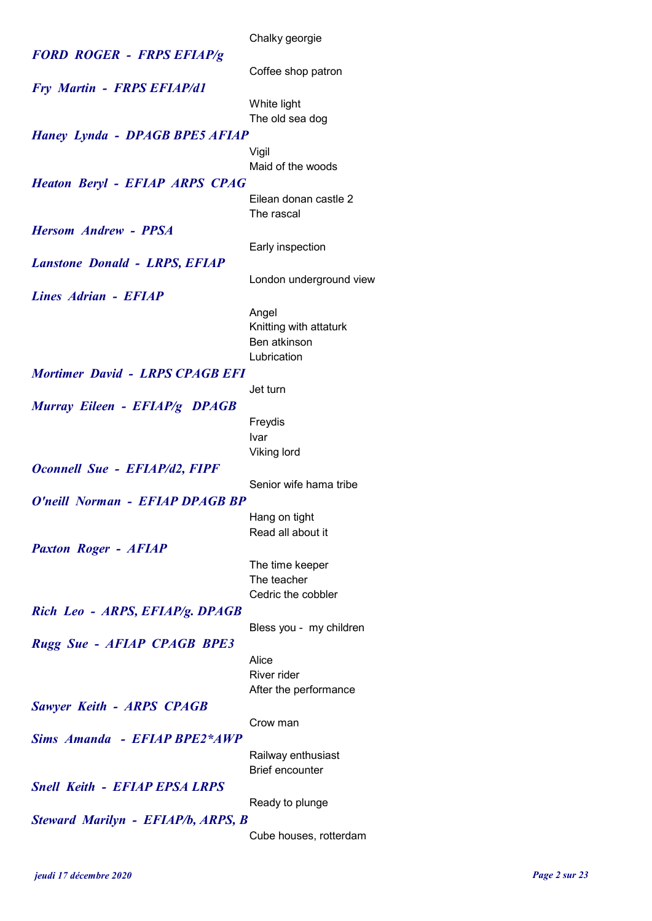Chalky georgie

***FORD ROGER - FRPS EFIAP/g***

Coffee shop patron

***Fry Martin - FRPS EFIAP/d1***

White light
The old sea dog

***Haney Lynda - DPAGB BPE5 AFIAP***

Vigil
Maid of the woods

***Heaton Beryl - EFIAP ARPS CPAG***

Eilean donan castle 2
The rascal

***Hersom Andrew - PPSA***

Early inspection

***Lanstone Donald - LRPS, EFIAP***

London underground view

***Lines Adrian - EFIAP***

Angel
Knitting with attaturk
Ben atkinson
Lubrication

***Mortimer David - LRPS CPAGB EFI***

Jet turn

***Murray Eileen - EFIAP/g DPAGB***

Freydis
Ivar
Viking lord

***Oconnell Sue - EFIAP/d2, FIPF***

Senior wife hama tribe

***O'neill Norman - EFIAP DPAGB BP***

Hang on tight
Read all about it

***Paxton Roger - AFIAP***

The time keeper
The teacher
Cedric the cobbler

***Rich Leo - ARPS, EFIAP/g. DPAGB***

Bless you - my children

***Rugg Sue - AFIAP CPAGB BPE3***

Alice
River rider
After the performance

***Sawyer Keith - ARPS CPAGB***

Crow man

***Sims Amanda - EFIAP BPE2*AWP***

Railway enthusiast
Brief encounter

***Snell Keith - EFIAP EPSA LRPS***

Ready to plunge

***Steward Marilyn - EFIAP/b, ARPS, B***

Cube houses, rotterdam

*jeudi 17 décembre 2020*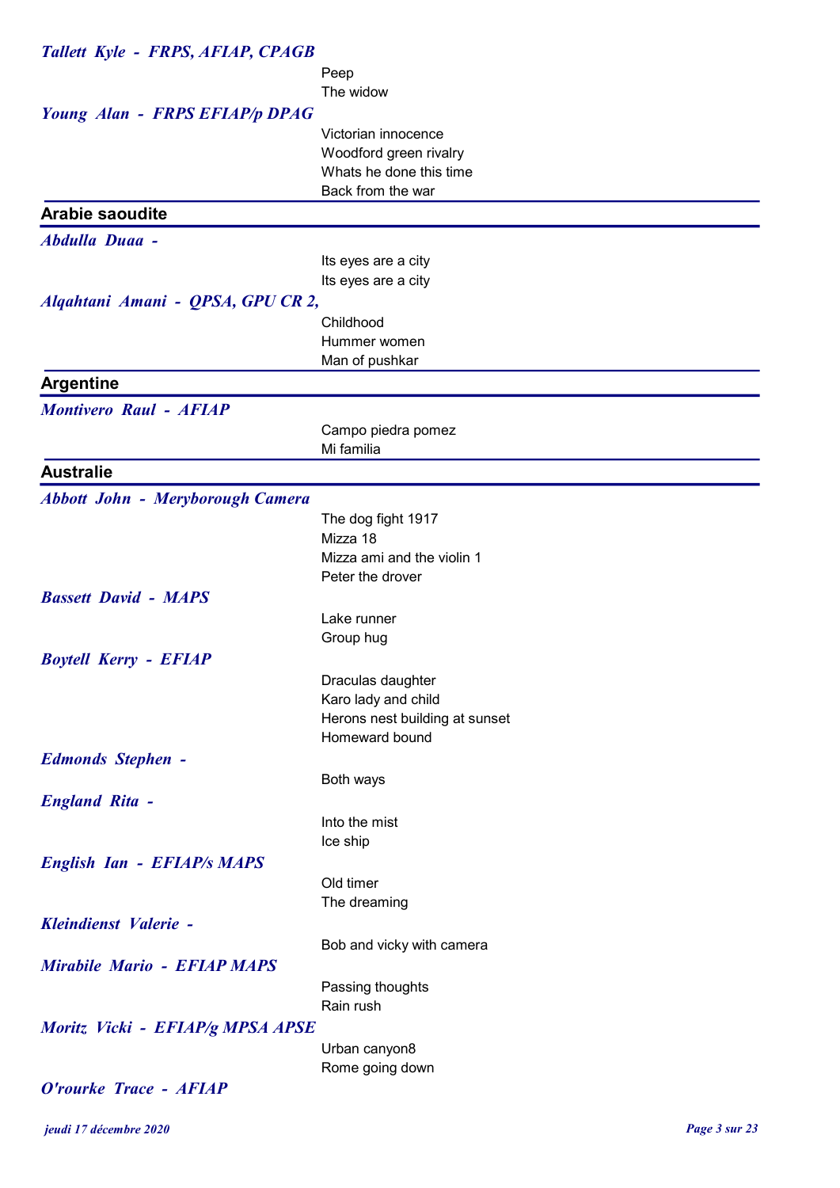***Tallett Kyle - FRPS, AFIAP, CPAGB***

Peep
The widow

***Young Alan - FRPS EFIAP/p DPAG***

Victorian innocence
Woodford green rivalry
Whats he done this time
Back from the war

## Arabie saoudite

***Abdulla Duaa -***

Its eyes are a city
Its eyes are a city

***Alqahtani Amani - QPSA, GPU CR 2,***

Childhood
Hummer women
Man of pushkar

## Argentine

***Montivero Raul - AFIAP***

Campo piedra pomez
Mi familia

## Australie

***Abbott John - Meryborough Camera***

The dog fight 1917
Mizza 18
Mizza ami and the violin 1
Peter the drover

***Bassett David - MAPS***

Lake runner
Group hug

***Boytell Kerry - EFIAP***

Draculas daughter
Karo lady and child
Herons nest building at sunset
Homeward bound

***Edmonds Stephen -***

Both ways

***England Rita -***

Into the mist
Ice ship

***English Ian - EFIAP/s MAPS***

Old timer
The dreaming

***Kleindienst Valerie -***

Bob and vicky with camera

***Mirabile Mario - EFIAP MAPS***

Passing thoughts
Rain rush

***Moritz Vicki - EFIAP/g MPSA APSE***

Urban canyon8
Rome going down

***O'rourke Trace - AFIAP***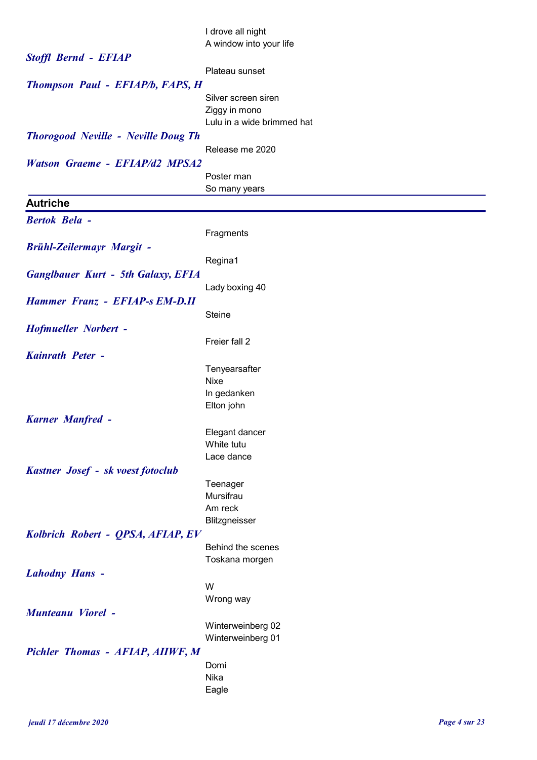I drove all night
A window into your life

***Stoffl Bernd - EFIAP***

Plateau sunset

***Thompson Paul - EFIAP/b, FAPS, H***

Silver screen siren
Ziggy in mono
Lulu in a wide brimmed hat

***Thorogood Neville - Neville Doug Th***

Release me 2020

***Watson Graeme - EFIAP/d2 MPSA2***

Poster man
So many years

## Autriche

***Bertok Bela -***

Fragments

***Brühl-Zeilermayr Margit -***

Regina1

***Ganglbauer Kurt - 5th Galaxy, EFIA***

Lady boxing 40

***Hammer Franz - EFIAP-s EM-D.II***

Steine

***Hofmueller Norbert -***

Freier fall 2

***Kainrath Peter -***

Tenyearsafter
Nixe
In gedanken
Elton john

***Karner Manfred -***

Elegant dancer
White tutu
Lace dance

***Kastner Josef - sk voest fotoclub***

Teenager
Mursifrau
Am reck
Blitzgneisser

***Kolbrich Robert - QPSA, AFIAP, EV***

Behind the scenes
Toskana morgen

***Lahodny Hans -***

W
Wrong way

***Munteanu Viorel -***

Winterweinberg 02
Winterweinberg 01

***Pichler Thomas - AFIAP, AIIWF, M***

Domi
Nika
Eagle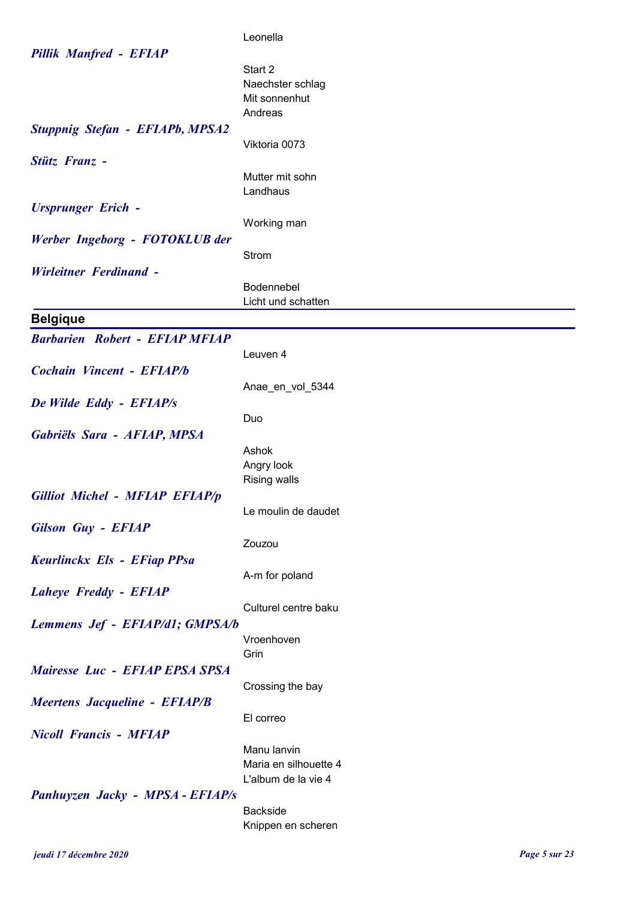Leonella

***Pillik Manfred - EFIAP***

Start 2
Naechster schlag
Mit sonnenhut
Andreas

***Stuppnig Stefan - EFIAPb, MPSA2***

Viktoria 0073

***Stütz Franz -***

Mutter mit sohn
Landhaus

***Ursprunger Erich -***

Working man

***Werber Ingeborg - FOTOKLUB der***

Strom

***Wirleitner Ferdinand -***

Bodennebel
Licht und schatten

## Belgique

***Barbarien Robert - EFIAP MFIAP***

Leuven 4

***Cochain Vincent - EFIAP/b***

Anae_en_vol_5344

***De Wilde Eddy - EFIAP/s***

Duo

***Gabriëls Sara - AFIAP, MPSA***

Ashok
Angry look
Rising walls

***Gilliot Michel - MFIAP EFIAP/p***

Le moulin de daudet

***Gilson Guy - EFIAP***

Zouzou

***Keurlinckx Els - EFiap PPsa***

A-m for poland

***Laheye Freddy - EFIAP***

Culturel centre baku

***Lemmens Jef - EFIAP/d1; GMPSA/b***

Vroenhoven
Grin

***Mairesse Luc - EFIAP EPSA SPSA***

Crossing the bay

***Meertens Jacqueline - EFIAP/B***

El correo

***Nicoll Francis - MFIAP***

Manu lanvin
Maria en silhouette 4
L'album de la vie 4

***Panhuyzen Jacky - MPSA - EFIAP/s***

Backside
Knippen en scheren

*jeudi 17 décembre 2020*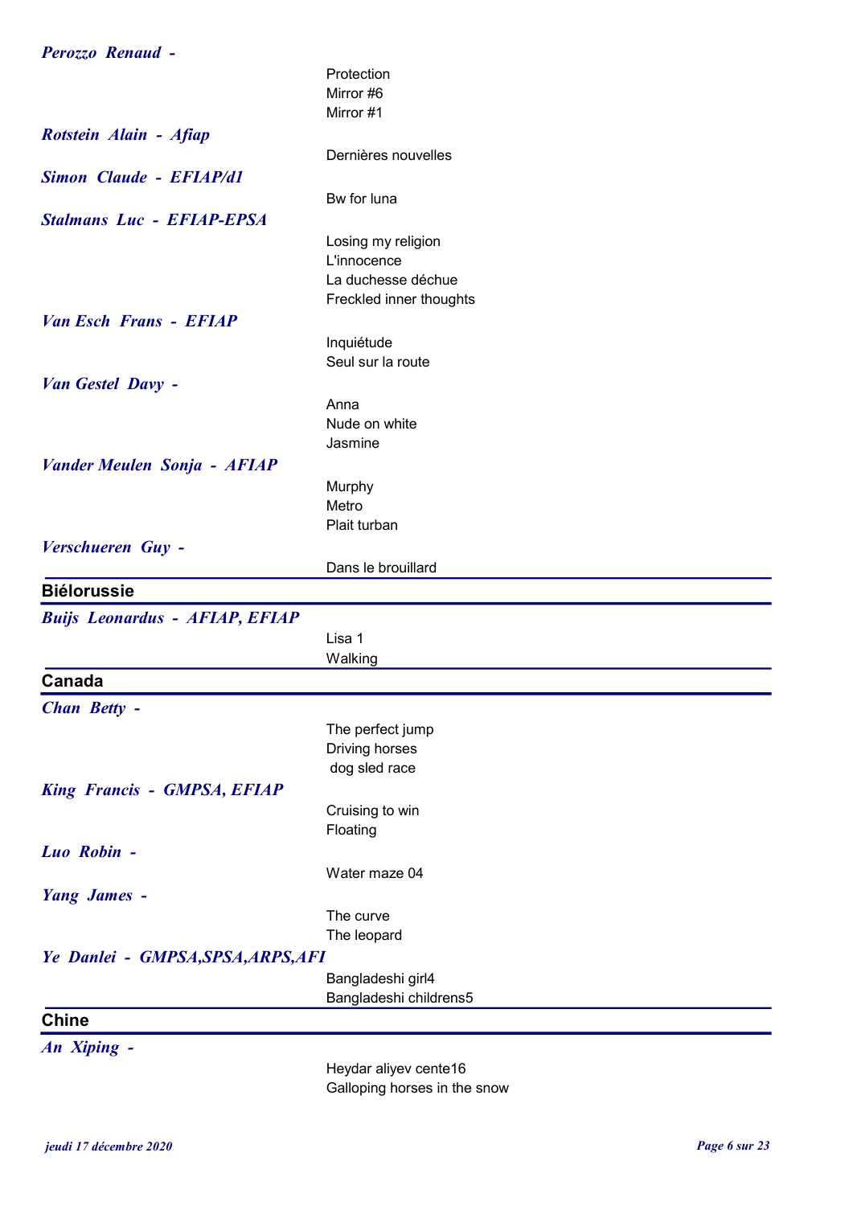*Perozzo Renaud -*

Protection
Mirror #6
Mirror #1

*Rotstein Alain - Afiap*

Dernières nouvelles

*Simon Claude - EFIAP/d1*

Bw for luna

*Stalmans Luc - EFIAP-EPSA*

Losing my religion
L'innocence
La duchesse déchue
Freckled inner thoughts

*Van Esch Frans - EFIAP*

Inquiétude
Seul sur la route

*Van Gestel Davy -*

Anna
Nude on white
Jasmine

*Vander Meulen Sonja - AFIAP*

Murphy
Metro
Plait turban

*Verschueren Guy -*

Dans le brouillard

## Biélorussie

*Buijs Leonardus - AFIAP, EFIAP*

Lisa 1
Walking

## Canada

*Chan Betty -*

The perfect jump
Driving horses
dog sled race

*King Francis - GMPSA, EFIAP*

Cruising to win
Floating

*Luo Robin -*

Water maze 04

*Yang James -*

The curve
The leopard

*Ye Danlei - GMPSA,SPSA,ARPS,AFI*

Bangladeshi girl4
Bangladeshi childrens5

## Chine

*An Xiping -*

Heydar aliyev cente16
Galloping horses in the snow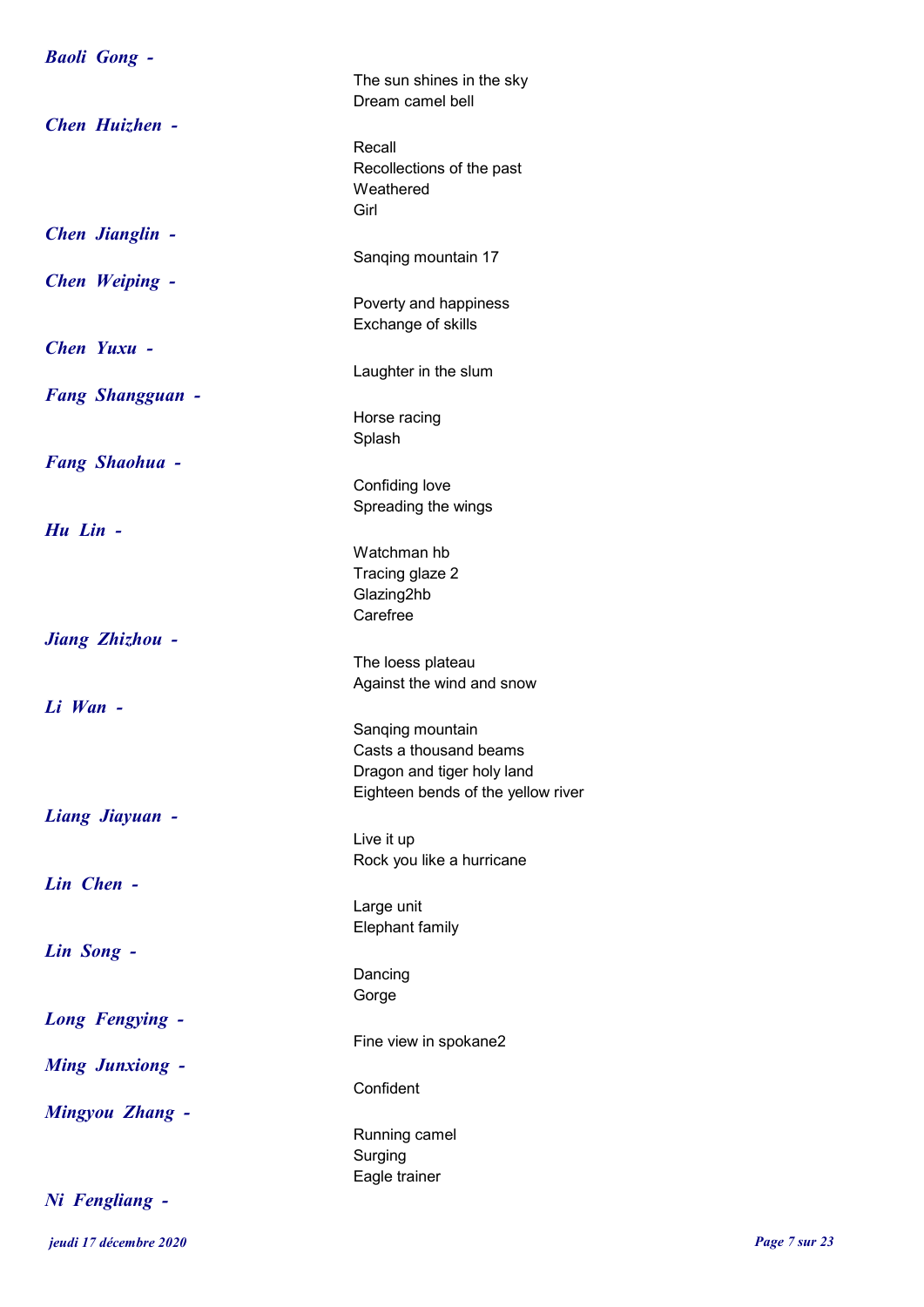***Baoli Gong -***

The sun shines in the sky
Dream camel bell

***Chen Huizhen -***

Recall
Recollections of the past
Weathered
Girl

***Chen Jianglin -***

Sanqing mountain 17

***Chen Weiping -***

Poverty and happiness
Exchange of skills

***Chen Yuxu -***

Laughter in the slum

***Fang Shangguan -***

Horse racing
Splash

***Fang Shaohua -***

Confiding love
Spreading the wings

***Hu Lin -***

Watchman hb
Tracing glaze 2
Glazing2hb
Carefree

***Jiang Zhizhou -***

The loess plateau
Against the wind and snow

***Li Wan -***

Sanqing mountain
Casts a thousand beams
Dragon and tiger holy land
Eighteen bends of the yellow river

***Liang Jiayuan -***

Live it up
Rock you like a hurricane

***Lin Chen -***

Large unit
Elephant family

***Lin Song -***

Dancing
Gorge

***Long Fengying -***

Fine view in spokane2

***Ming Junxiong -***

Confident

***Mingyou Zhang -***

Running camel
Surging
Eagle trainer

***Ni Fengliang -***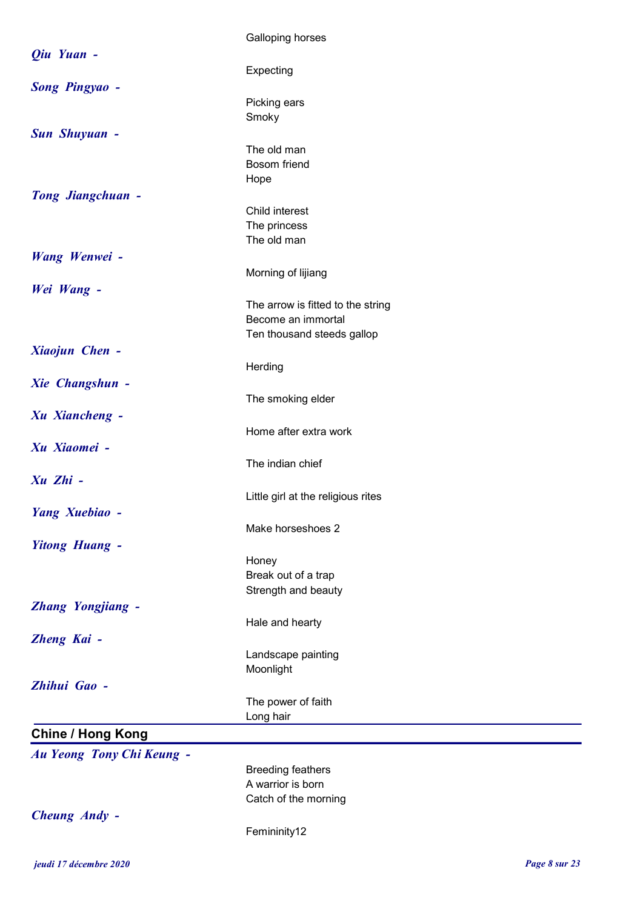Galloping horses

***Qiu Yuan -***

Expecting

***Song Pingyao -***

Picking ears
Smoky

***Sun Shuyuan -***

The old man
Bosom friend
Hope

***Tong Jiangchuan -***

Child interest
The princess
The old man

***Wang Wenwei -***

Morning of lijiang

***Wei Wang -***

The arrow is fitted to the string
Become an immortal
Ten thousand steeds gallop

***Xiaojun Chen -***

Herding

***Xie Changshun -***

The smoking elder

***Xu Xiancheng -***

Home after extra work

***Xu Xiaomei -***

The indian chief

***Xu Zhi -***

Little girl at the religious rites

***Yang Xuebiao -***

Make horseshoes 2

***Yitong Huang -***

Honey
Break out of a trap
Strength and beauty

***Zhang Yongjiang -***

Hale and hearty

***Zheng Kai -***

Landscape painting
Moonlight

***Zhihui Gao -***

The power of faith
Long hair

## Chine / Hong Kong

***Au Yeong Tony Chi Keung -***

Breeding feathers
A warrior is born
Catch of the morning

***Cheung Andy -***

Femininity12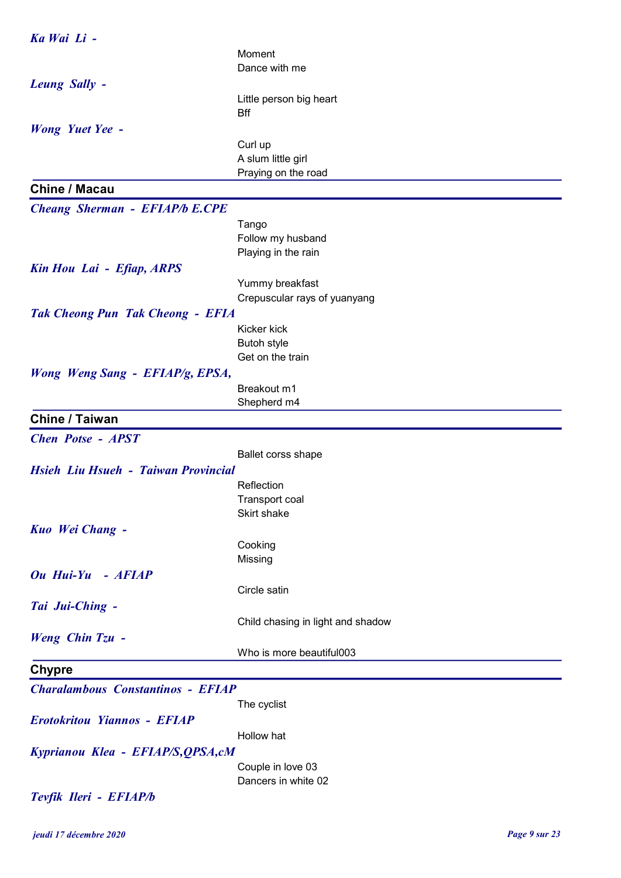*Ka Wai Li -*

Moment
Dance with me

*Leung Sally -*

Little person big heart
Bff

*Wong Yuet Yee -*

Curl up
A slum little girl
Praying on the road

## Chine / Macau

*Cheang Sherman - EFIAP/b E.CPE*

Tango
Follow my husband
Playing in the rain

*Kin Hou Lai - Efiap, ARPS*

Yummy breakfast
Crepuscular rays of yuanyang

*Tak Cheong Pun Tak Cheong - EFIA*

Kicker kick
Butoh style
Get on the train

*Wong Weng Sang - EFIAP/g, EPSA,*

Breakout m1
Shepherd m4

## Chine / Taiwan

*Chen Potse - APST*

Ballet corss shape

*Hsieh Liu Hsueh - Taiwan Provincial*

Reflection
Transport coal
Skirt shake

*Kuo Wei Chang -*

Cooking
Missing

*Ou Hui-Yu - AFIAP*

Circle satin

*Tai Jui-Ching -*

Child chasing in light and shadow

*Weng Chin Tzu -*

Who is more beautiful003

## Chypre

*Charalambous Constantinos - EFIAP*

The cyclist

*Erotokritou Yiannos - EFIAP*

Hollow hat

*Kyprianou Klea - EFIAP/S,QPSA,cM*

Couple in love 03
Dancers in white 02

*Tevfik Ileri - EFIAP/b*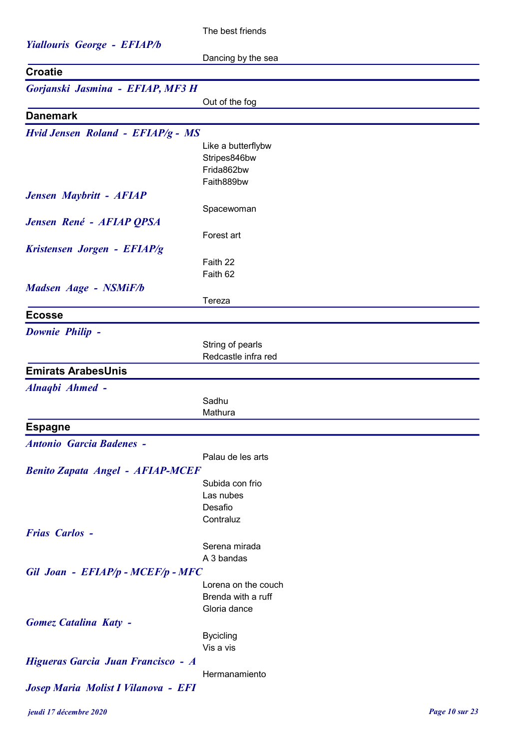The best friends

*Yiallouris George - EFIAP/b*

Dancing by the sea

## Croatie

*Gorjanski Jasmina - EFIAP, MF3 H*

Out of the fog

## Danemark

*Hvid Jensen Roland - EFIAP/g - MS*

Like a butterflybw
Stripes846bw
Frida862bw
Faith889bw

*Jensen Maybritt - AFIAP*

Spacewoman

*Jensen René - AFIAP QPSA*

Forest art

*Kristensen Jorgen - EFIAP/g*

Faith 22
Faith 62

*Madsen Aage - NSMiF/b*

Tereza

## Ecosse

*Downie Philip -*

String of pearls
Redcastle infra red

## Emirats ArabesUnis

*Alnaqbi Ahmed -*

Sadhu
Mathura

## Espagne

*Antonio Garcia Badenes -*

Palau de les arts

*Benito Zapata Angel - AFIAP-MCEF*

Subida con frio
Las nubes
Desafio
Contraluz

*Frias Carlos -*

Serena mirada
A 3 bandas

*Gil Joan - EFIAP/p - MCEF/p - MFC*

Lorena on the couch
Brenda with a ruff
Gloria dance

*Gomez Catalina Katy -*

Bycicling
Vis a vis

*Higueras Garcia Juan Francisco - A*

Hermanamiento

*Josep Maria Molist I Vilanova - EFI*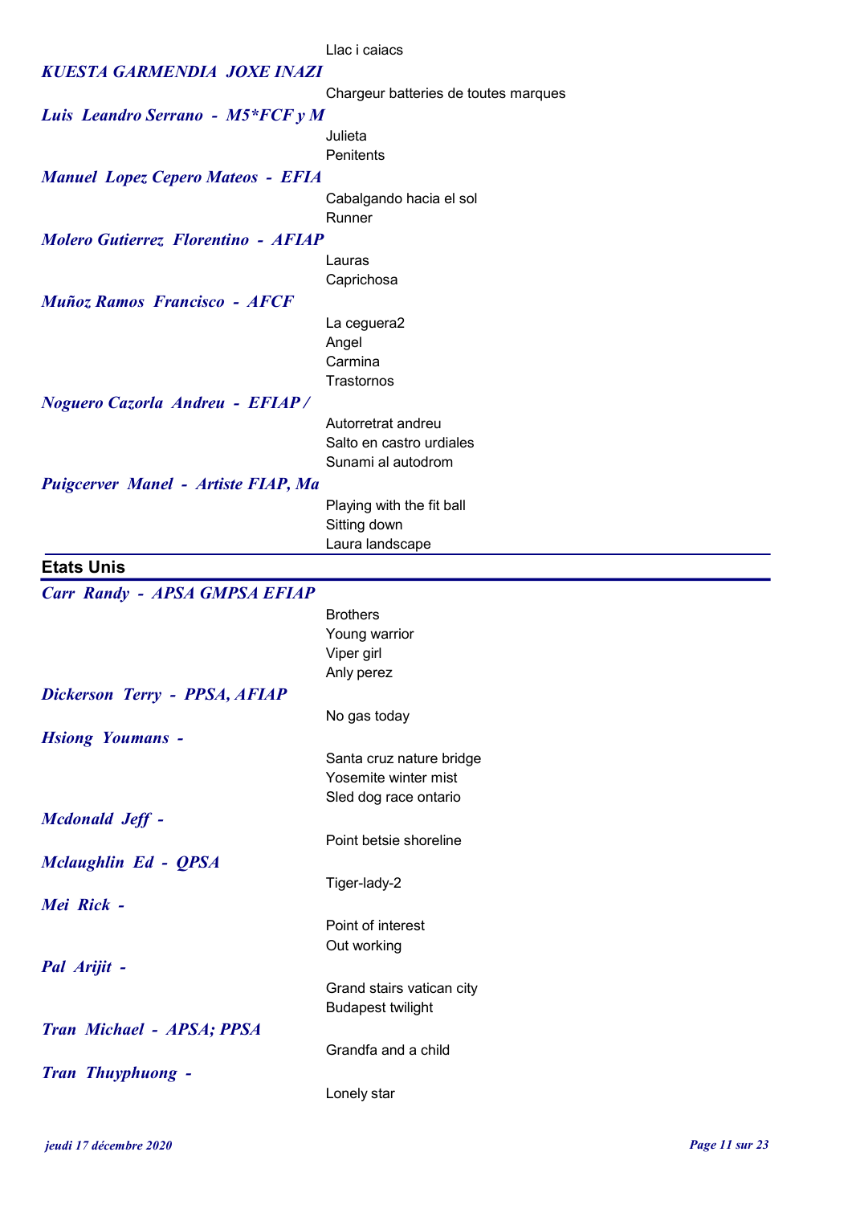Llac i caiacs

***KUESTA GARMENDIA JOXE INAZI***

Chargeur batteries de toutes marques

***Luis Leandro Serrano - M5*FCF y M***

Julieta
Penitents

***Manuel Lopez Cepero Mateos - EFIA***

Cabalgando hacia el sol
Runner

***Molero Gutierrez Florentino - AFIAP***

Lauras
Caprichosa

***Muñoz Ramos Francisco - AFCF***

La ceguera2
Angel
Carmina
Trastornos

***Noguero Cazorla Andreu - EFIAP /***

Autorretrat andreu
Salto en castro urdiales
Sunami al autodrom

***Puigcerver Manel - Artiste FIAP, Ma***

Playing with the fit ball
Sitting down
Laura landscape

## Etats Unis

***Carr Randy - APSA GMPSA EFIAP***

Brothers
Young warrior
Viper girl
Anly perez

***Dickerson Terry - PPSA, AFIAP***

No gas today

***Hsiong Youmans -***

Santa cruz nature bridge
Yosemite winter mist
Sled dog race ontario

***Mcdonald Jeff -***

Point betsie shoreline

***Mclaughlin Ed - QPSA***

Tiger-lady-2

***Mei Rick -***

Point of interest
Out working

***Pal Arijit -***

Grand stairs vatican city
Budapest twilight

***Tran Michael - APSA; PPSA***

Grandfa and a child

***Tran Thuyphuong -***

Lonely star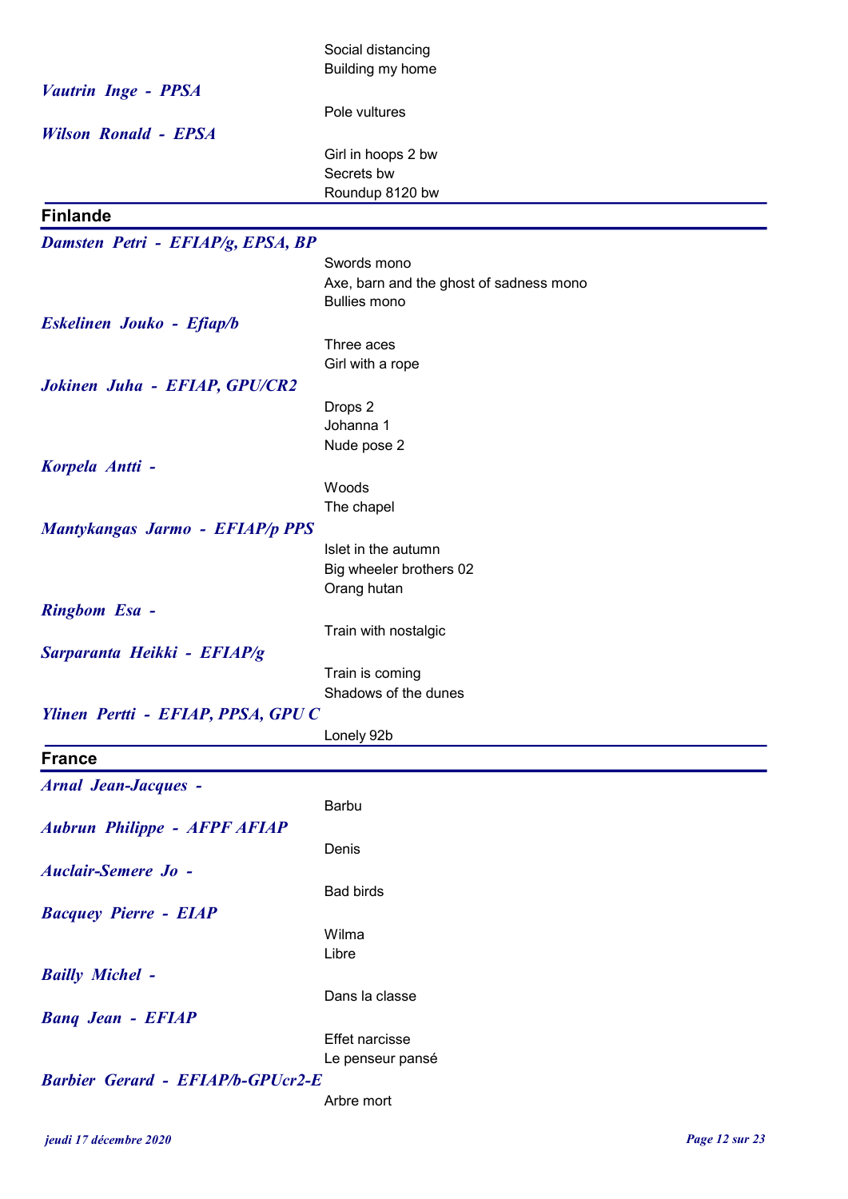Social distancing
Building my home

***Vautrin Inge - PPSA***

Pole vultures

***Wilson Ronald - EPSA***

Girl in hoops 2 bw
Secrets bw
Roundup 8120 bw

## Finlande

***Damsten Petri - EFIAP/g, EPSA, BP***

Swords mono
Axe, barn and the ghost of sadness mono
Bullies mono

***Eskelinen Jouko - Efiap/b***

Three aces
Girl with a rope

***Jokinen Juha - EFIAP, GPU/CR2***

Drops 2
Johanna 1
Nude pose 2

***Korpela Antti -***

Woods
The chapel

***Mantykangas Jarmo - EFIAP/p PPS***

Islet in the autumn
Big wheeler brothers 02
Orang hutan

***Ringbom Esa -***

Train with nostalgic

***Sarparanta Heikki - EFIAP/g***

Train is coming
Shadows of the dunes

***Ylinen Pertti - EFIAP, PPSA, GPU C***

Lonely 92b

## France

***Arnal Jean-Jacques -***

Barbu

***Aubrun Philippe - AFPF AFIAP***

Denis

***Auclair-Semere Jo -***

Bad birds

***Bacquey Pierre - EIAP***

Wilma
Libre

***Bailly Michel -***

Dans la classe

***Banq Jean - EFIAP***

Effet narcisse
Le penseur pansé

***Barbier Gerard - EFIAP/b-GPUcr2-E***

Arbre mort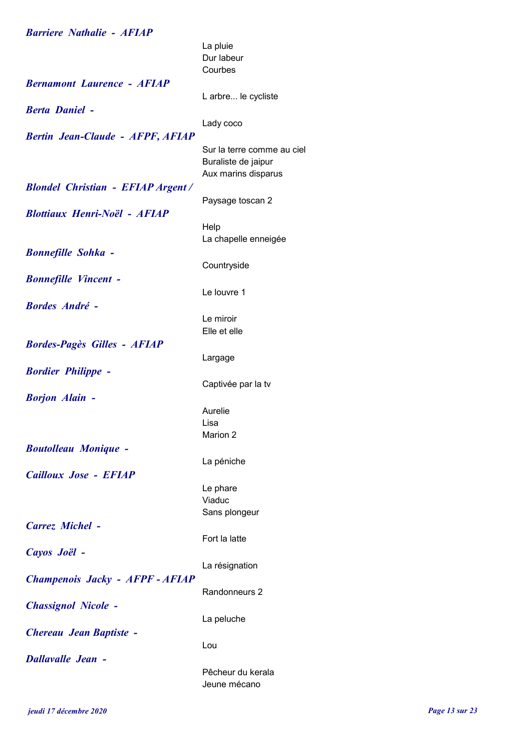***Barriere Nathalie - AFIAP***

La pluie
Dur labeur
Courbes

***Bernamont Laurence - AFIAP***

L arbre... le cycliste

***Berta Daniel -***

Lady coco

***Bertin Jean-Claude - AFPF, AFIAP***

Sur la terre comme au ciel
Buraliste de jaipur
Aux marins disparus

***Blondel Christian - EFIAP Argent /***

Paysage toscan 2

***Blottiaux Henri-Noël - AFIAP***

Help
La chapelle enneigée

***Bonnefille Sohka -***

Countryside

***Bonnefille Vincent -***

Le louvre 1

***Bordes André -***

Le miroir
Elle et elle

***Bordes-Pagès Gilles - AFIAP***

Largage

***Bordier Philippe -***

Captivée par la tv

***Borjon Alain -***

Aurelie
Lisa
Marion 2

***Boutolleau Monique -***

La péniche

***Cailloux Jose - EFIAP***

Le phare
Viaduc
Sans plongeur

***Carrez Michel -***

Fort la latte

***Cayos Joël -***

La résignation

***Champenois Jacky - AFPF - AFIAP***

Randonneurs 2

***Chassignol Nicole -***

La peluche

***Chereau Jean Baptiste -***

Lou

***Dallavalle Jean -***

Pêcheur du kerala
Jeune mécano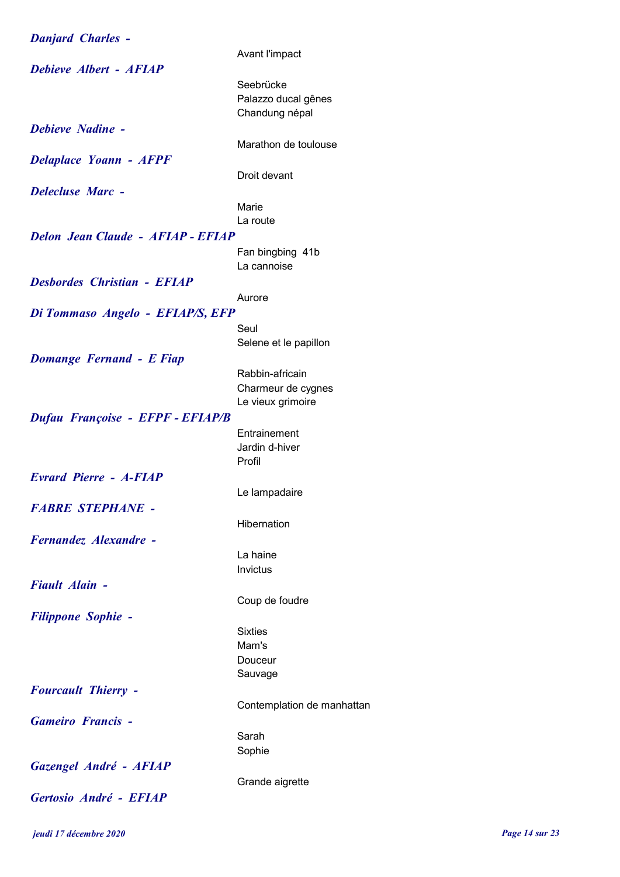***Danjard Charles -***

Avant l'impact

***Debieve Albert - AFIAP***

Seebrücke
Palazzo ducal gênes
Chandung népal

***Debieve Nadine -***

Marathon de toulouse

***Delaplace Yoann - AFPF***

Droit devant

***Delecluse Marc -***

Marie
La route

***Delon Jean Claude - AFIAP - EFIAP***

Fan bingbing 41b
La cannoise

***Desbordes Christian - EFIAP***

Aurore

***Di Tommaso Angelo - EFIAP/S, EFP***

Seul
Selene et le papillon

***Domange Fernand - E Fiap***

Rabbin-africain
Charmeur de cygnes
Le vieux grimoire

***Dufau Françoise - EFPF - EFIAP/B***

Entrainement
Jardin d-hiver
Profil

***Evrard Pierre - A-FIAP***

Le lampadaire

***FABRE STEPHANE -***

Hibernation

***Fernandez Alexandre -***

La haine
Invictus

***Fiault Alain -***

Coup de foudre

***Filippone Sophie -***

Sixties
Mam's
Douceur
Sauvage

***Fourcault Thierry -***

Contemplation de manhattan

***Gameiro Francis -***

Sarah
Sophie

***Gazengel André - AFIAP***

Grande aigrette

***Gertosio André - EFIAP***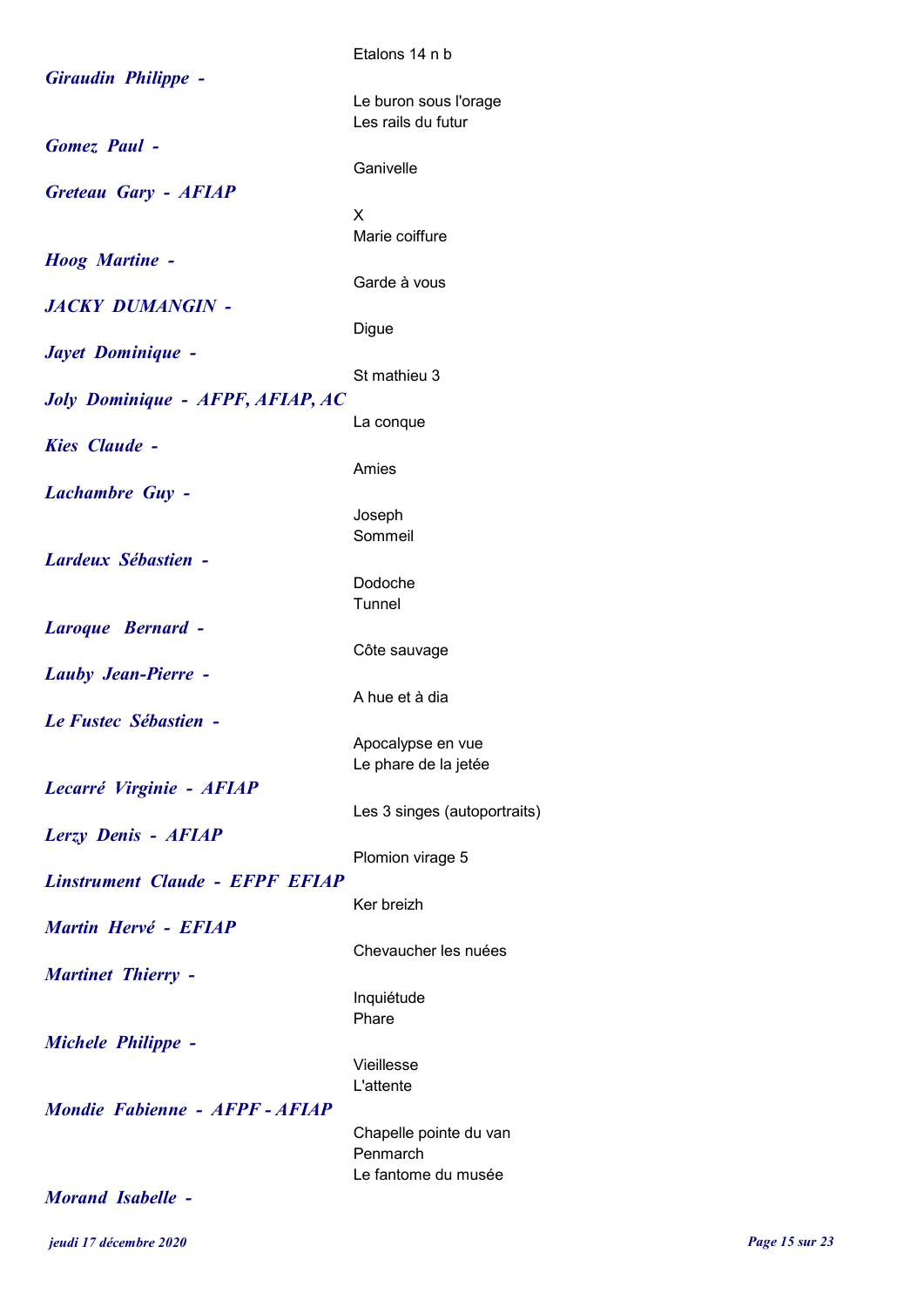Etalons 14 n b

***Giraudin Philippe -***

Le buron sous l'orage
Les rails du futur

***Gomez Paul -***

Ganivelle

***Greteau Gary - AFIAP***

X
Marie coiffure

***Hoog Martine -***

Garde à vous

***JACKY DUMANGIN -***

Digue

***Jayet Dominique -***

St mathieu 3

***Joly Dominique - AFPF, AFIAP, AC***

La conque

***Kies Claude -***

Amies

***Lachambre Guy -***

Joseph
Sommeil

***Lardeux Sébastien -***

Dodoche
Tunnel

***Laroque Bernard -***

Côte sauvage

***Lauby Jean-Pierre -***

A hue et à dia

***Le Fustec Sébastien -***

Apocalypse en vue
Le phare de la jetée

***Lecarré Virginie - AFIAP***

Les 3 singes (autoportraits)

***Lerzy Denis - AFIAP***

Plomion virage 5

***Linstrument Claude - EFPF EFIAP***

Ker breizh

***Martin Hervé - EFIAP***

Chevaucher les nuées

***Martinet Thierry -***

Inquiétude
Phare

***Michele Philippe -***

Vieillesse
L'attente

***Mondie Fabienne - AFPF - AFIAP***

Chapelle pointe du van
Penmarch
Le fantome du musée

***Morand Isabelle -***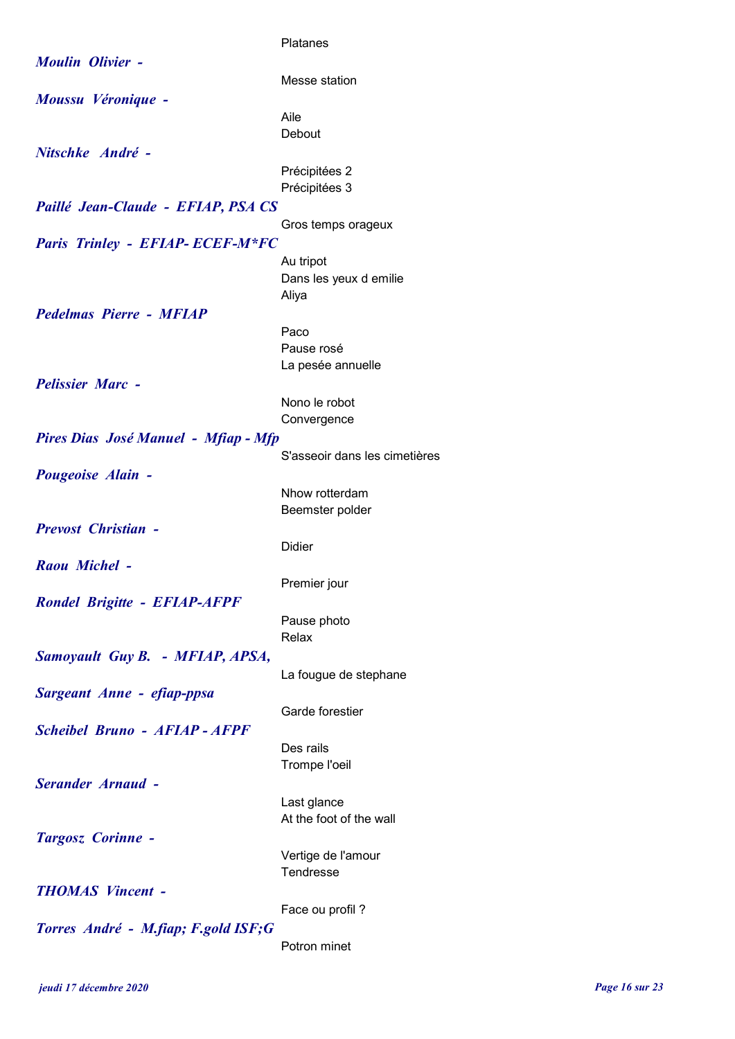Platanes

***Moulin Olivier -***

Messe station

***Moussu Véronique -***

Aile
Debout

***Nitschke André -***

Précipitées 2
Précipitées 3

***Paillé Jean-Claude - EFIAP, PSA CS***

Gros temps orageux

***Paris Trinley - EFIAP- ECEF-M*FC***

Au tripot
Dans les yeux d emilie
Aliya

***Pedelmas Pierre - MFIAP***

Paco
Pause rosé
La pesée annuelle

***Pelissier Marc -***

Nono le robot
Convergence

***Pires Dias José Manuel - Mfiap - Mfp***

S'asseoir dans les cimetières

***Pougeoise Alain -***

Nhow rotterdam
Beemster polder

***Prevost Christian -***

Didier

***Raou Michel -***

Premier jour

***Rondel Brigitte - EFIAP-AFPF***

Pause photo
Relax

***Samoyault Guy B. - MFIAP, APSA,***

La fougue de stephane

***Sargeant Anne - efiap-ppsa***

Garde forestier

***Scheibel Bruno - AFIAP - AFPF***

Des rails
Trompe l'oeil

***Serander Arnaud -***

Last glance
At the foot of the wall

***Targosz Corinne -***

Vertige de l'amour
Tendresse

***THOMAS Vincent -***

Face ou profil ?

***Torres André - M.fiap; F.gold ISF;G***

Potron minet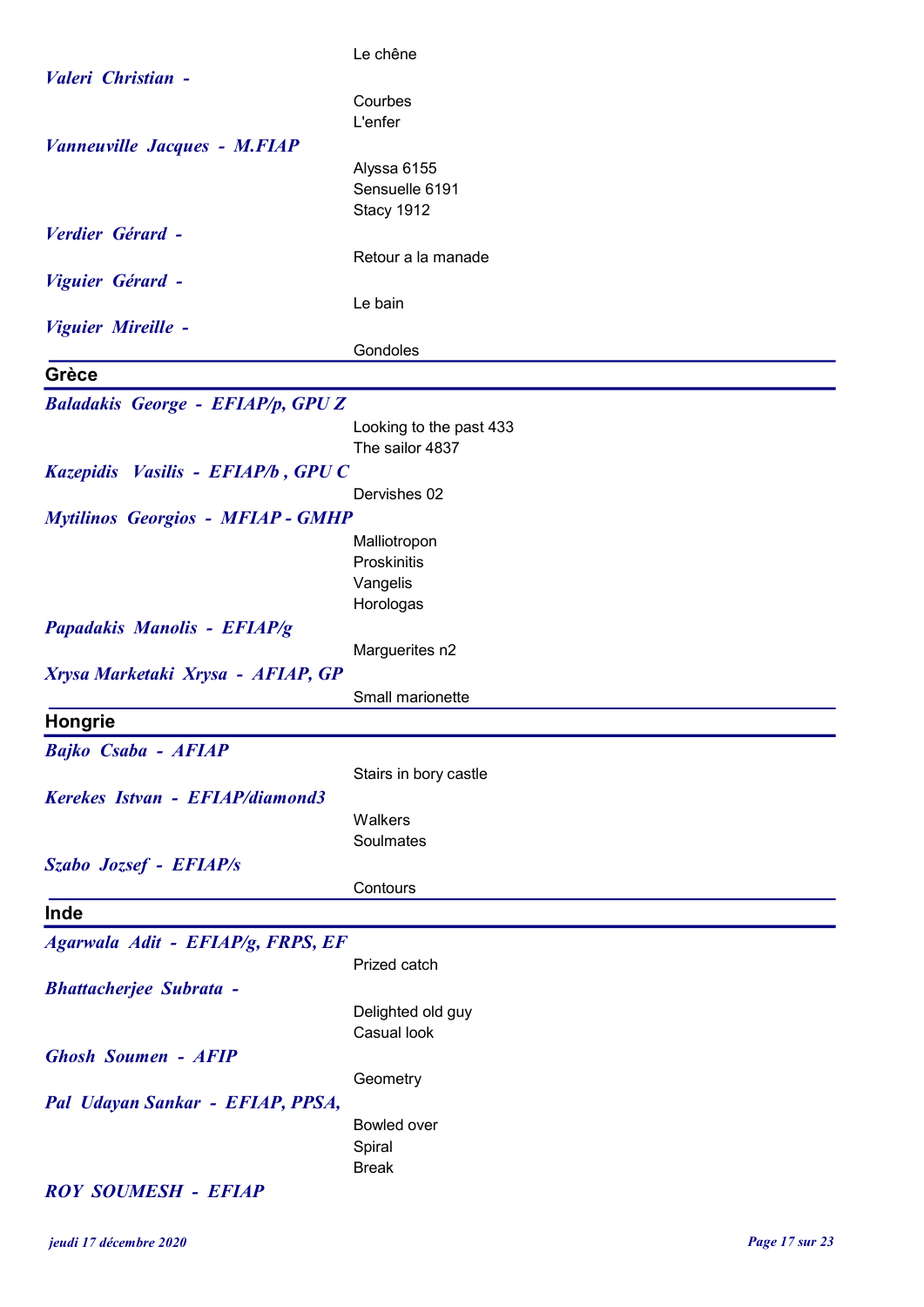Le chêne

***Valeri Christian -***

Courbes
L'enfer

***Vanneuville Jacques - M.FIAP***

Alyssa 6155
Sensuelle 6191
Stacy 1912

***Verdier Gérard -***

Retour a la manade

***Viguier Gérard -***

Le bain

***Viguier Mireille -***

Gondoles

## Grèce

***Baladakis George - EFIAP/p, GPU Z***

Looking to the past 433
The sailor 4837

***Kazepidis Vasilis - EFIAP/b , GPU C***

Dervishes 02

***Mytilinos Georgios - MFIAP - GMHP***

Malliotropon
Proskinitis
Vangelis
Horologas

***Papadakis Manolis - EFIAP/g***

Marguerites n2

***Xrysa Marketaki Xrysa - AFIAP, GP***

Small marionette

## Hongrie

***Bajko Csaba - AFIAP***

Stairs in bory castle

***Kerekes Istvan - EFIAP/diamond3***

Walkers
Soulmates

***Szabo Jozsef - EFIAP/s***

Contours

## Inde

***Agarwala Adit - EFIAP/g, FRPS, EF***

Prized catch

***Bhattacherjee Subrata -***

Delighted old guy
Casual look

***Ghosh Soumen - AFIP***

Geometry

***Pal Udayan Sankar - EFIAP, PPSA,***

Bowled over
Spiral
Break

***ROY SOUMESH - EFIAP***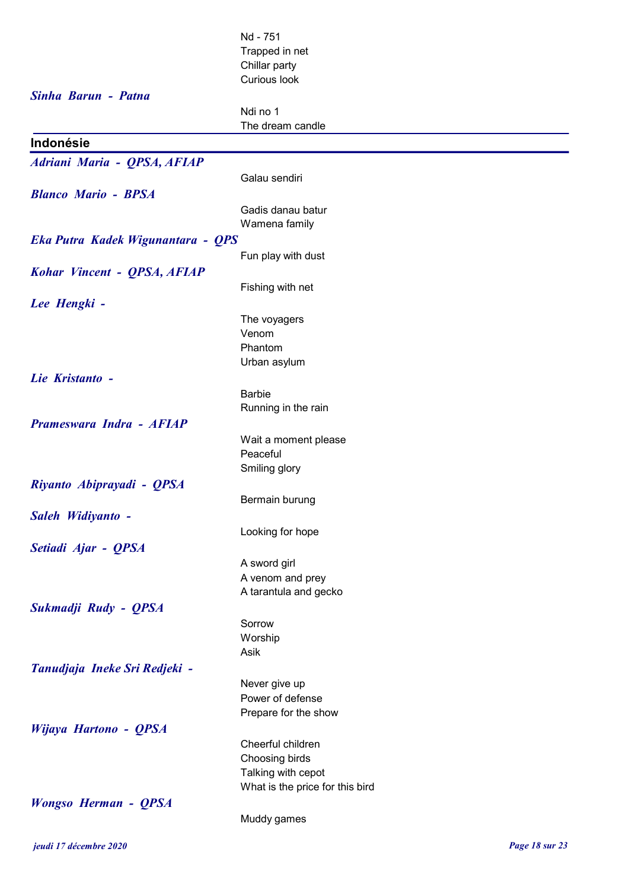Nd - 751
Trapped in net
Chillar party
Curious look

***Sinha Barun - Patna***

Ndi no 1
The dream candle

## Indonésie

***Adriani Maria - QPSA, AFIAP***

Galau sendiri

***Blanco Mario - BPSA***

Gadis danau batur
Wamena family

***Eka Putra Kadek Wigunantara - QPS***

Fun play with dust

***Kohar Vincent - QPSA, AFIAP***

Fishing with net

***Lee Hengki -***

The voyagers
Venom
Phantom
Urban asylum

***Lie Kristanto -***

Barbie
Running in the rain

***Prameswara Indra - AFIAP***

Wait a moment please
Peaceful
Smiling glory

***Riyanto Abiprayadi - QPSA***

Bermain burung

***Saleh Widiyanto -***

Looking for hope

***Setiadi Ajar - QPSA***

A sword girl
A venom and prey
A tarantula and gecko

***Sukmadji Rudy - QPSA***

Sorrow
Worship
Asik

***Tanudjaja Ineke Sri Redjeki -***

Never give up
Power of defense
Prepare for the show

***Wijaya Hartono - QPSA***

Cheerful children
Choosing birds
Talking with cepot
What is the price for this bird

***Wongso Herman - QPSA***

Muddy games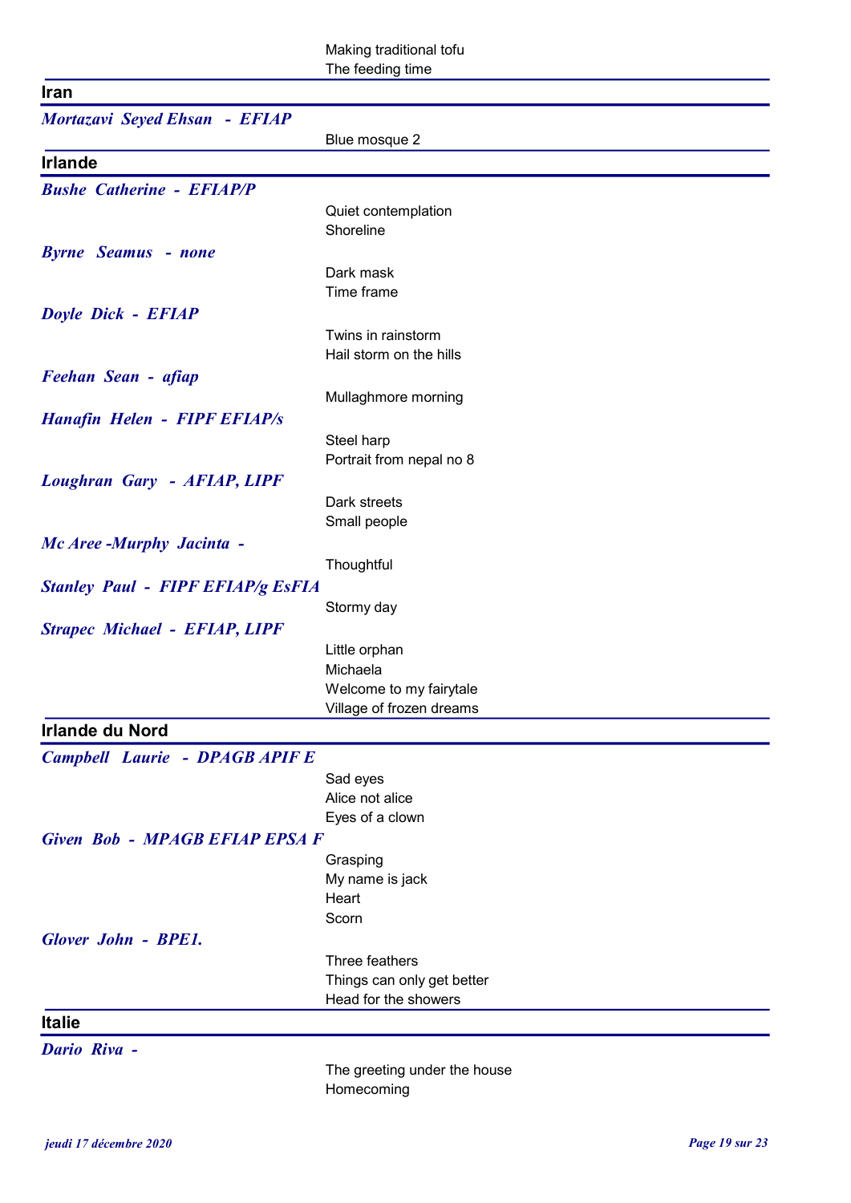Making traditional tofu
The feeding time

## Iran

***Mortazavi Seyed Ehsan - EFIAP***

Blue mosque 2

## Irlande

***Bushe Catherine - EFIAP/P***

Quiet contemplation
Shoreline

***Byrne Seamus - none***

Dark mask
Time frame

***Doyle Dick - EFIAP***

Twins in rainstorm
Hail storm on the hills

***Feehan Sean - afiap***

Mullaghmore morning

***Hanafin Helen - FIPF EFIAP/s***

Steel harp
Portrait from nepal no 8

***Loughran Gary - AFIAP, LIPF***

Dark streets
Small people

***Mc Aree -Murphy Jacinta -***

Thoughtful

***Stanley Paul - FIPF EFIAP/g EsFIA***

Stormy day

***Strapec Michael - EFIAP, LIPF***

Little orphan
Michaela
Welcome to my fairytale
Village of frozen dreams

## Irlande du Nord

***Campbell Laurie - DPAGB APIF E***

Sad eyes
Alice not alice
Eyes of a clown

***Given Bob - MPAGB EFIAP EPSA F***

Grasping
My name is jack
Heart
Scorn

***Glover John - BPE1.***

Three feathers
Things can only get better
Head for the showers

## Italie

***Dario Riva -***

The greeting under the house
Homecoming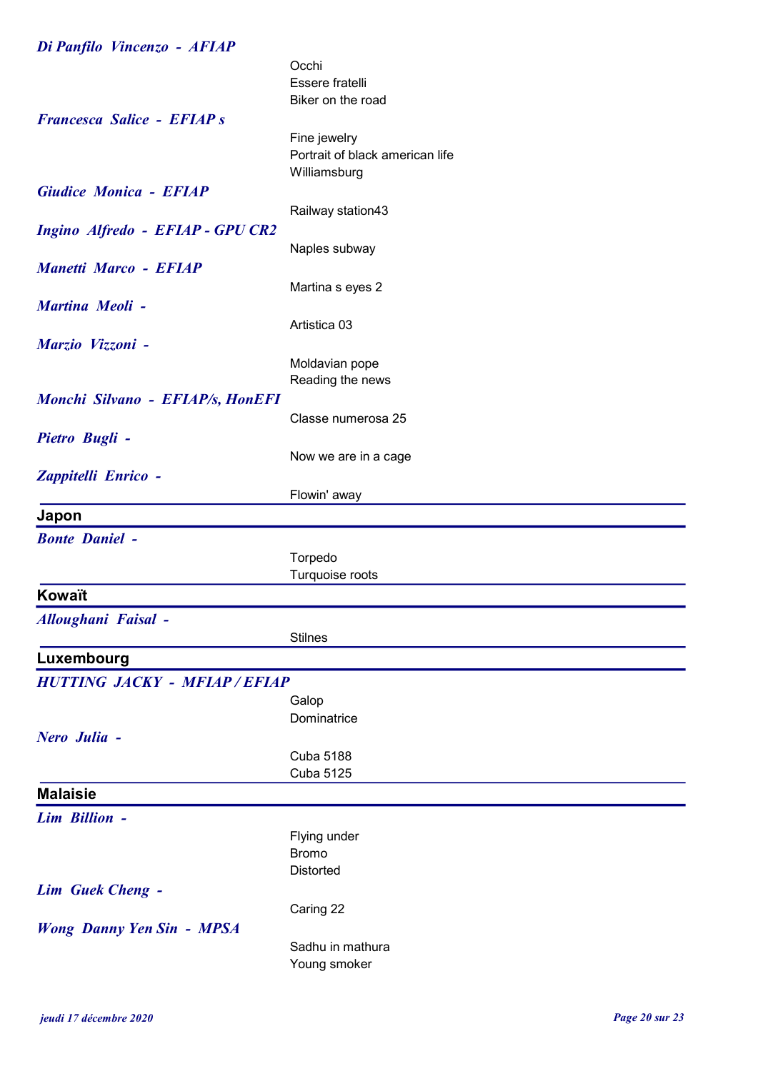***Di Panfilo Vincenzo - AFIAP***

Occhi
Essere fratelli
Biker on the road

***Francesca Salice - EFIAP s***

Fine jewelry
Portrait of black american life
Williamsburg

***Giudice Monica - EFIAP***

Railway station43

***Ingino Alfredo - EFIAP - GPU CR2***

Naples subway

***Manetti Marco - EFIAP***

Martina s eyes 2

***Martina Meoli -***

Artistica 03

***Marzio Vizzoni -***

Moldavian pope
Reading the news

***Monchi Silvano - EFIAP/s, HonEFI***

Classe numerosa 25

***Pietro Bugli -***

Now we are in a cage

***Zappitelli Enrico -***

Flowin' away

## Japon

***Bonte Daniel -***

Torpedo
Turquoise roots

## Kowaït

***Alloughani Faisal -***

Stilnes

## Luxembourg

***HUTTING JACKY - MFIAP / EFIAP***

Galop
Dominatrice

***Nero Julia -***

Cuba 5188
Cuba 5125

## Malaisie

***Lim Billion -***

Flying under
Bromo
Distorted

***Lim Guek Cheng -***

Caring 22

***Wong Danny Yen Sin - MPSA***

Sadhu in mathura
Young smoker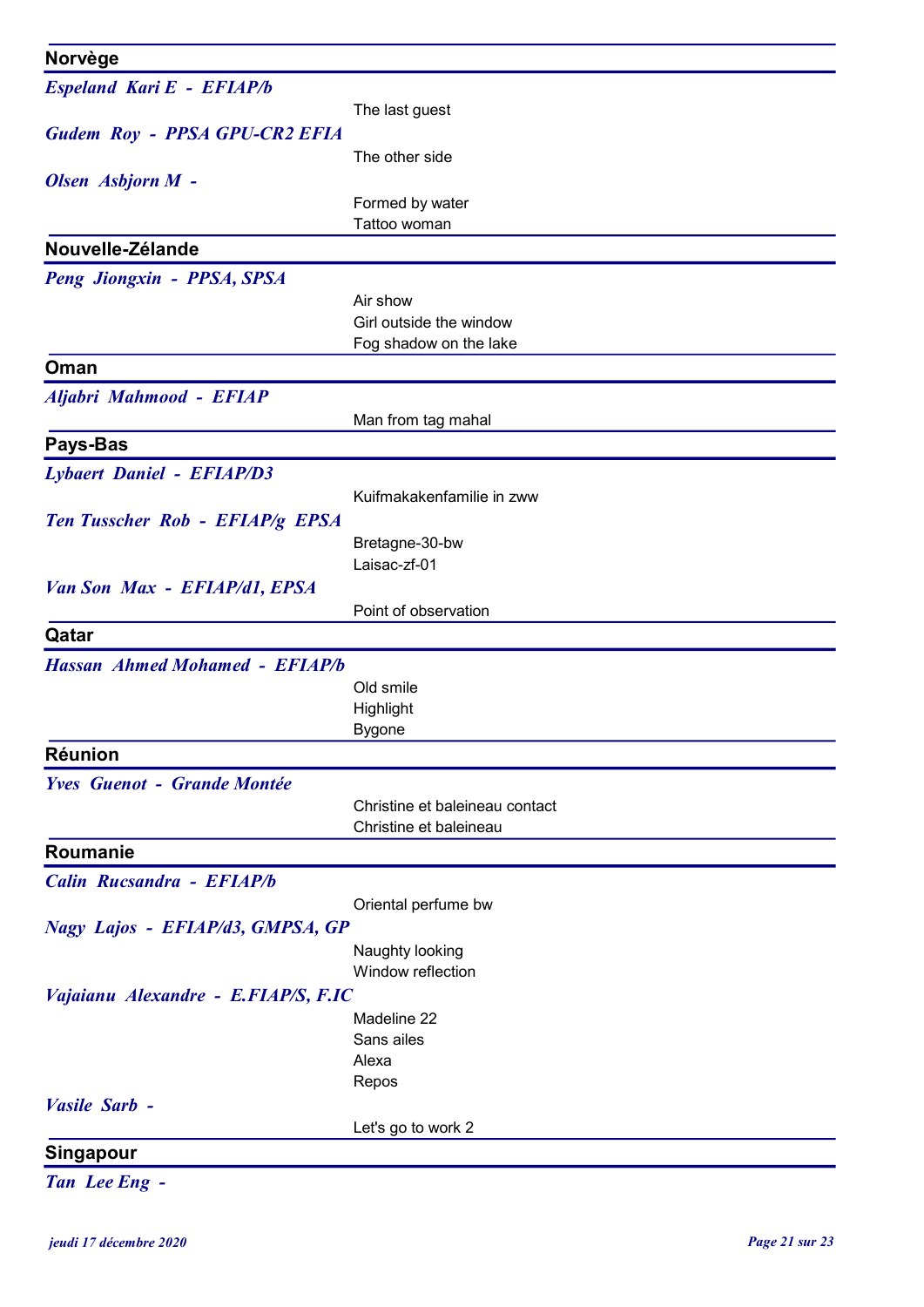## Norvège

*Espeland Kari E - EFIAP/b*

The last guest

*Gudem Roy - PPSA GPU-CR2 EFIA*

The other side

*Olsen Asbjorn M -*

Formed by water
Tattoo woman

## Nouvelle-Zélande

*Peng Jiongxin - PPSA, SPSA*

Air show
Girl outside the window
Fog shadow on the lake

## Oman

*Aljabri Mahmood - EFIAP*

Man from tag mahal

## Pays-Bas

*Lybaert Daniel - EFIAP/D3*

Kuifmakakenfamilie in zww

*Ten Tusscher Rob - EFIAP/g EPSA*

Bretagne-30-bw
Laisac-zf-01

*Van Son Max - EFIAP/d1, EPSA*

Point of observation

## Qatar

*Hassan Ahmed Mohamed - EFIAP/b*

Old smile
Highlight
Bygone

## Réunion

*Yves Guenot - Grande Montée*

Christine et baleineau contact
Christine et baleineau

## Roumanie

*Calin Rucsandra - EFIAP/b*

Oriental perfume bw

*Nagy Lajos - EFIAP/d3, GMPSA, GP*

Naughty looking
Window reflection

*Vajaianu Alexandre - E.FIAP/S, F.IC*

Madeline 22
Sans ailes
Alexa
Repos

*Vasile Sarb -*

Let's go to work 2

## Singapour

*Tan Lee Eng -*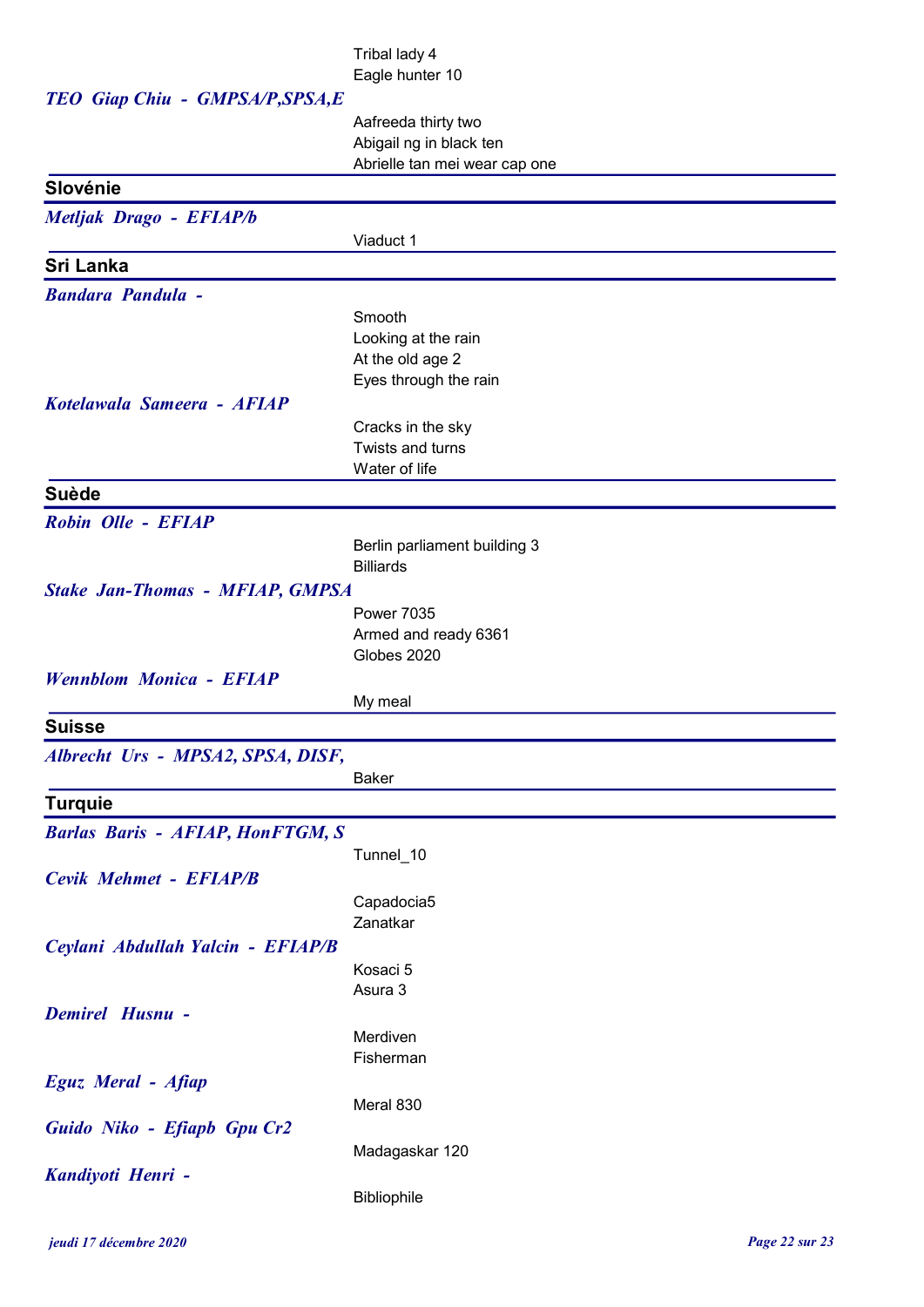Tribal lady 4
Eagle hunter 10

*TEO Giap Chiu - GMPSA/P,SPSA,E*

Aafreeda thirty two
Abigail ng in black ten
Abrielle tan mei wear cap one

## Slovénie

*Metljak Drago - EFIAP/b*

Viaduct 1

## Sri Lanka

*Bandara Pandula -*

Smooth
Looking at the rain
At the old age 2
Eyes through the rain

*Kotelawala Sameera - AFIAP*

Cracks in the sky
Twists and turns
Water of life

## Suède

*Robin Olle - EFIAP*

Berlin parliament building 3
Billiards

*Stake Jan-Thomas - MFIAP, GMPSA*

Power 7035
Armed and ready 6361
Globes 2020

*Wennblom Monica - EFIAP*

My meal

## Suisse

*Albrecht Urs - MPSA2, SPSA, DISF,*

Baker

## Turquie

*Barlas Baris - AFIAP, HonFTGM, S*

Tunnel_10

*Cevik Mehmet - EFIAP/B*

Capadocia5
Zanatkar

*Ceylani Abdullah Yalcin - EFIAP/B*

Kosaci 5
Asura 3

*Demirel Husnu -*

Merdiven
Fisherman

*Eguz Meral - Afiap*

Meral 830

*Guido Niko - Efiapb Gpu Cr2*

Madagaskar 120

*Kandiyoti Henri -*

Bibliophile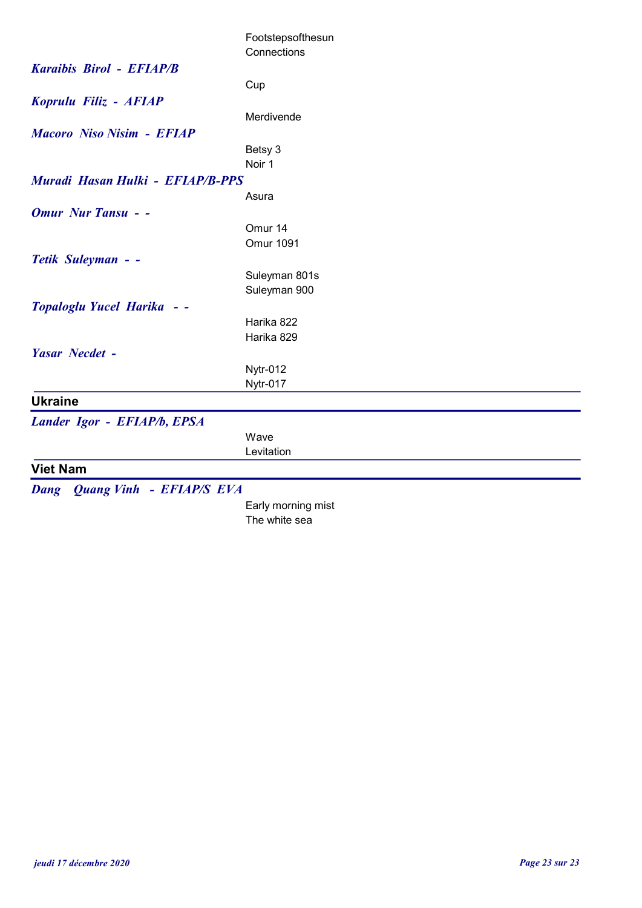Footstepsofthesun
Connections

***Karaibis Birol - EFIAP/B***

Cup

***Koprulu Filiz - AFIAP***

Merdivende

***Macoro Niso Nisim - EFIAP***

Betsy 3
Noir 1

***Muradi Hasan Hulki - EFIAP/B-PPS***

Asura

***Omur Nur Tansu - -***

Omur 14
Omur 1091

***Tetik Suleyman - -***

Suleyman 801s
Suleyman 900

***Topaloglu Yucel Harika - -***

Harika 822
Harika 829

***Yasar Necdet -***

Nytr-012
Nytr-017

## Ukraine

***Lander Igor - EFIAP/b, EPSA***

Wave
Levitation

## Viet Nam

***Dang Quang Vinh - EFIAP/S EVA***

Early morning mist
The white sea